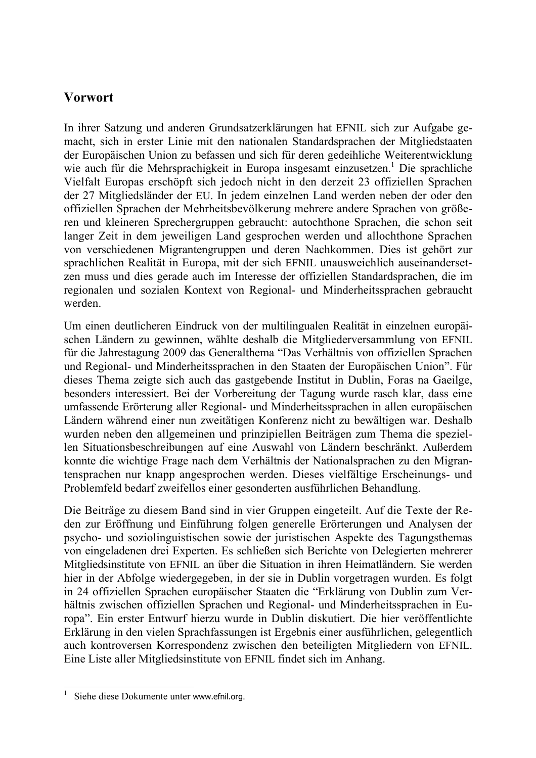## Vorwort

In ihrer Satzung und anderen Grundsatzerklärungen hat EFNIL sich zur Aufgabe gemacht, sich in erster Linie mit den nationalen Standardsprachen der Mitgliedstaaten der Europäischen Union zu befassen und sich für deren gedeihliche Weiterentwicklung wie auch für die Mehrsprachigkeit in Europa insgesamt einzusetzen.[1] Die sprachliche Vielfalt Europas erschöpft sich jedoch nicht in den derzeit 23 offiziellen Sprachen der 27 Mitgliedsländer der EU. In jedem einzelnen Land werden neben der oder den offiziellen Sprachen der Mehrheitsbevölkerung mehrere andere Sprachen von größeren und kleineren Sprechergruppen gebraucht: autochthone Sprachen, die schon seit langer Zeit in dem jeweiligen Land gesprochen werden und allochthone Sprachen von verschiedenen Migrantengruppen und deren Nachkommen. Dies ist gehört zur sprachlichen Realität in Europa, mit der sich EFNIL unausweichlich auseinandersetzen muss und dies gerade auch im Interesse der offiziellen Standardsprachen, die im regionalen und sozialen Kontext von Regional- und Minderheitssprachen gebraucht werden.

Um einen deutlicheren Eindruck von der multilingualen Realität in einzelnen europäischen Ländern zu gewinnen, wählte deshalb die Mitgliederversammlung von EFNIL für die Jahrestagung 2009 das Generalthema "Das Verhältnis von offiziellen Sprachen und Regional- und Minderheitssprachen in den Staaten der Europäischen Union". Für dieses Thema zeigte sich auch das gastgebende Institut in Dublin, Foras na Gaeilge, besonders interessiert. Bei der Vorbereitung der Tagung wurde rasch klar, dass eine umfassende Erörterung aller Regional- und Minderheitssprachen in allen europäischen Ländern während einer nun zweitägigen Konferenz nicht zu bewältigen war. Deshalb wurden neben den allgemeinen und prinzipiellen Beiträgen zum Thema die speziellen Situationsbeschreibungen auf eine Auswahl von Ländern beschränkt. Außerdem konnte die wichtige Frage nach dem Verhältnis der Nationalsprachen zu den Migrantensprachen nur knapp angesprochen werden. Dieses vielfältige Erscheinungs- und Problemfeld bedarf zweifellos einer gesonderten ausführlichen Behandlung.

Die Beiträge zu diesem Band sind in vier Gruppen eingeteilt. Auf die Texte der Reden zur Eröffnung und Einführung folgen generelle Erörterungen und Analysen der psycho- und soziolinguistischen sowie der juristischen Aspekte des Tagungsthemas von eingeladenen drei Experten. Es schließen sich Berichte von Delegierten mehrerer Mitgliedsinstitute von EFNIL an über die Situation in ihren Heimatländern. Sie werden hier in der Abfolge wiedergegeben, in der sie in Dublin vorgetragen wurden. Es folgt in 24 offiziellen Sprachen europäischer Staaten die "Erklärung von Dublin zum Verhältnis zwischen offiziellen Sprachen und Regional- und Minderheitssprachen in Europa". Ein erster Entwurf hierzu wurde in Dublin diskutiert. Die hier veröffentlichte Erklärung in den vielen Sprachfassungen ist Ergebnis einer ausführlichen, gelegentlich auch kontroversen Korrespondenz zwischen den beteiligten Mitgliedern von EFNIL. Eine Liste aller Mitgliedsinstitute von EFNIL findet sich im Anhang.

---

[1] Siehe diese Dokumente unter www.efnil.org.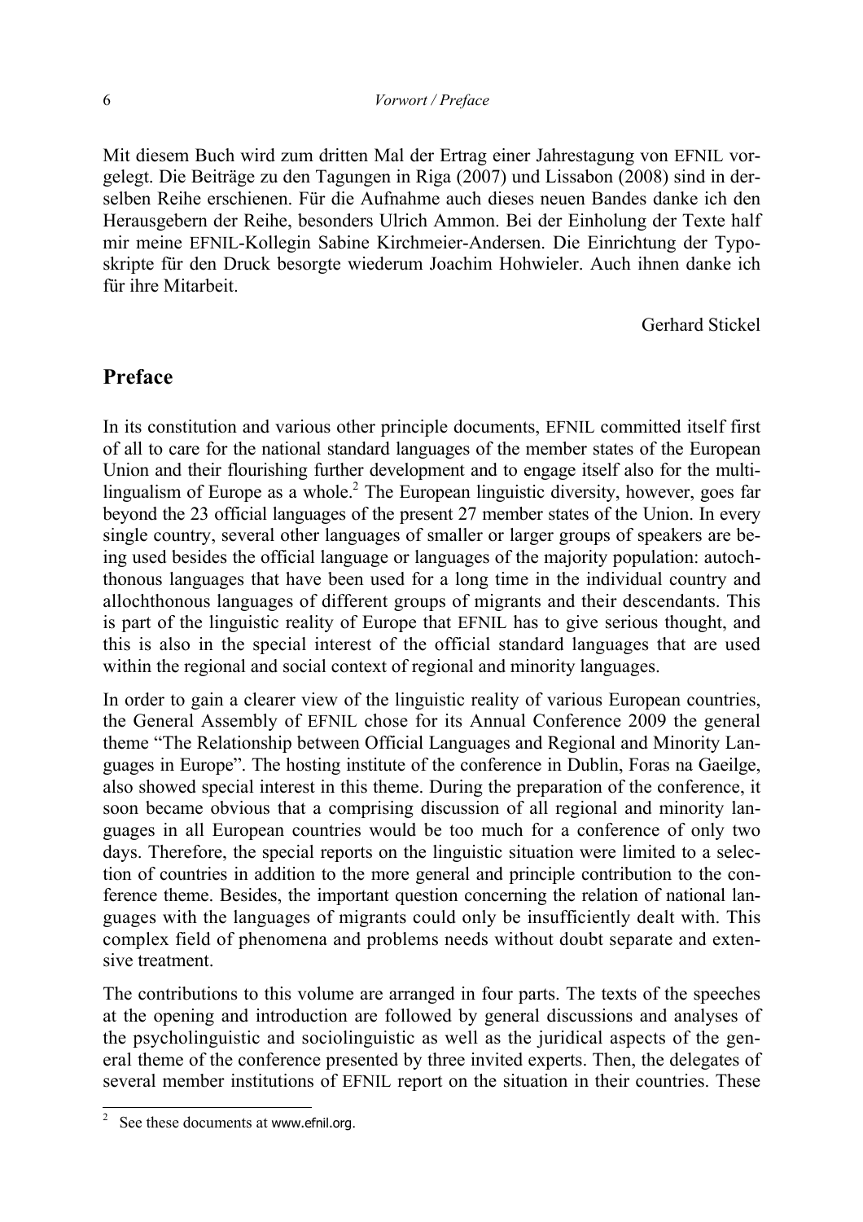Mit diesem Buch wird zum dritten Mal der Ertrag einer Jahrestagung von EFNIL vorgelegt. Die Beiträge zu den Tagungen in Riga (2007) und Lissabon (2008) sind in derselben Reihe erschienen. Für die Aufnahme auch dieses neuen Bandes danke ich den Herausgebern der Reihe, besonders Ulrich Ammon. Bei der Einholung der Texte half mir meine EFNIL-Kollegin Sabine Kirchmeier-Andersen. Die Einrichtung der Typoskripte für den Druck besorgte wiederum Joachim Hohwieler. Auch ihnen danke ich für ihre Mitarbeit.

Gerhard Stickel

## Preface

In its constitution and various other principle documents, EFNIL committed itself first of all to care for the national standard languages of the member states of the European Union and their flourishing further development and to engage itself also for the multilingualism of Europe as a whole.[2] The European linguistic diversity, however, goes far beyond the 23 official languages of the present 27 member states of the Union. In every single country, several other languages of smaller or larger groups of speakers are being used besides the official language or languages of the majority population: autochthonous languages that have been used for a long time in the individual country and allochthonous languages of different groups of migrants and their descendants. This is part of the linguistic reality of Europe that EFNIL has to give serious thought, and this is also in the special interest of the official standard languages that are used within the regional and social context of regional and minority languages.

In order to gain a clearer view of the linguistic reality of various European countries, the General Assembly of EFNIL chose for its Annual Conference 2009 the general theme "The Relationship between Official Languages and Regional and Minority Languages in Europe". The hosting institute of the conference in Dublin, Foras na Gaeilge, also showed special interest in this theme. During the preparation of the conference, it soon became obvious that a comprising discussion of all regional and minority languages in all European countries would be too much for a conference of only two days. Therefore, the special reports on the linguistic situation were limited to a selection of countries in addition to the more general and principle contribution to the conference theme. Besides, the important question concerning the relation of national languages with the languages of migrants could only be insufficiently dealt with. This complex field of phenomena and problems needs without doubt separate and extensive treatment.

The contributions to this volume are arranged in four parts. The texts of the speeches at the opening and introduction are followed by general discussions and analyses of the psycholinguistic and sociolinguistic as well as the juridical aspects of the general theme of the conference presented by three invited experts. Then, the delegates of several member institutions of EFNIL report on the situation in their countries. These

[2] See these documents at www.efnil.org.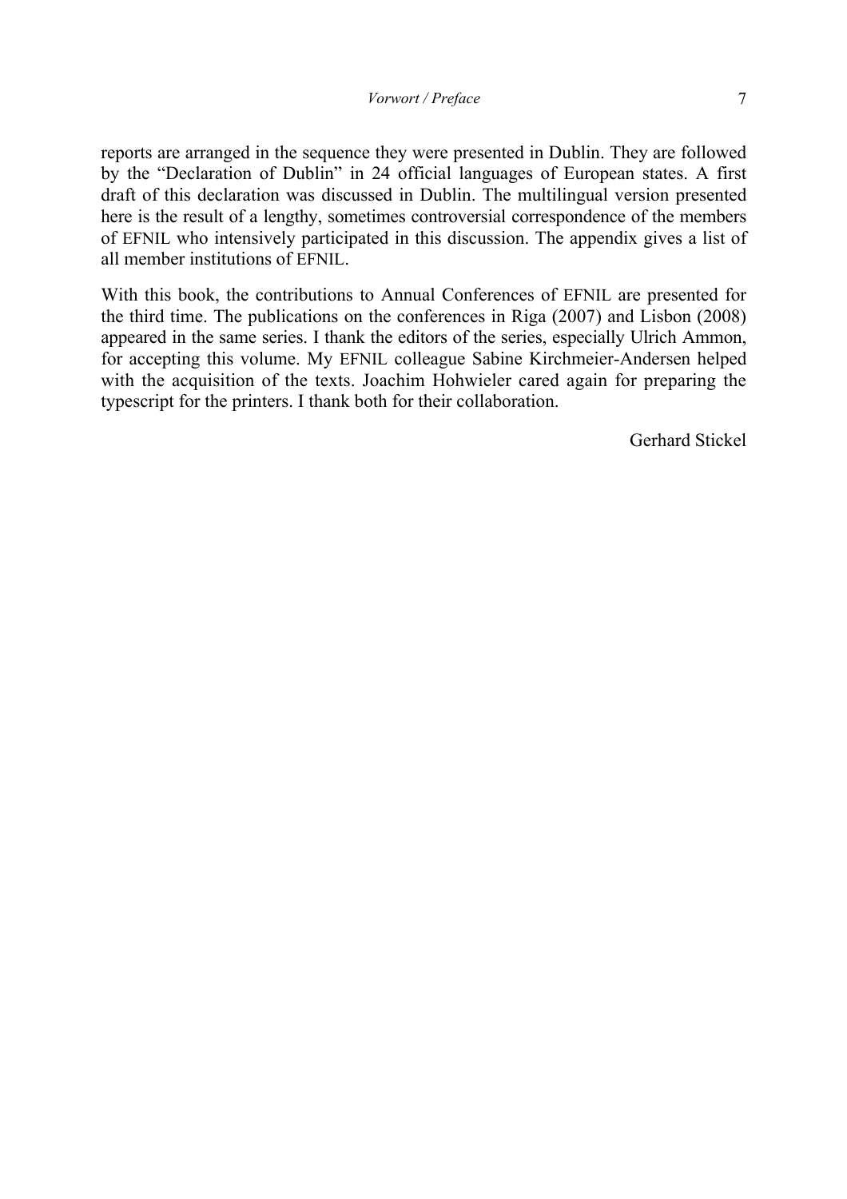reports are arranged in the sequence they were presented in Dublin. They are followed by the "Declaration of Dublin" in 24 official languages of European states. A first draft of this declaration was discussed in Dublin. The multilingual version presented here is the result of a lengthy, sometimes controversial correspondence of the members of EFNIL who intensively participated in this discussion. The appendix gives a list of all member institutions of EFNIL.

With this book, the contributions to Annual Conferences of EFNIL are presented for the third time. The publications on the conferences in Riga (2007) and Lisbon (2008) appeared in the same series. I thank the editors of the series, especially Ulrich Ammon, for accepting this volume. My EFNIL colleague Sabine Kirchmeier-Andersen helped with the acquisition of the texts. Joachim Hohwieler cared again for preparing the typescript for the printers. I thank both for their collaboration.

Gerhard Stickel